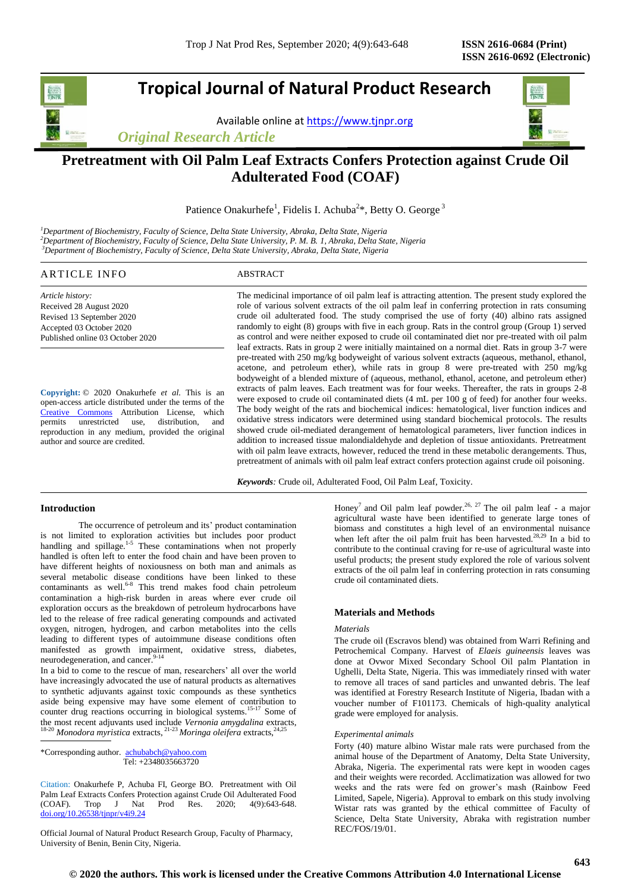# Tropical Journal of Natural Product Research

Available online at https://www.tjnpr.org

*Original Research Article*

## Pretreatment with Oil Palm Leaf Extracts Confers Protection against Crude Oil Adulterated Food (COAF)

Patience Onakurhefe[1], Fidelis I. Achuba[2]*, Betty O. George[3]

[1]Department of Biochemistry, Faculty of Science, Delta State University, Abraka, Delta State, Nigeria
[2]Department of Biochemistry, Faculty of Science, Delta State University, P. M. B. 1, Abraka, Delta State, Nigeria
[3]Department of Biochemistry, Faculty of Science, Delta State University, Abraka, Delta State, Nigeria

### ARTICLE INFO

*Article history:*
Received 28 August 2020
Revised 13 September 2020
Accepted 03 October 2020
Published online 03 October 2020

**Copyright:** © 2020 Onakurhefe *et al.* This is an open-access article distributed under the terms of the Creative Commons Attribution License, which permits unrestricted use, distribution, and reproduction in any medium, provided the original author and source are credited.

### ABSTRACT

The medicinal importance of oil palm leaf is attracting attention. The present study explored the role of various solvent extracts of the oil palm leaf in conferring protection in rats consuming crude oil adulterated food. The study comprised the use of forty (40) albino rats assigned randomly to eight (8) groups with five in each group. Rats in the control group (Group 1) served as control and were neither exposed to crude oil contaminated diet nor pre-treated with oil palm leaf extracts. Rats in group 2 were initially maintained on a normal diet. Rats in group 3-7 were pre-treated with 250 mg/kg bodyweight of various solvent extracts (aqueous, methanol, ethanol, acetone, and petroleum ether), while rats in group 8 were pre-treated with 250 mg/kg bodyweight of a blended mixture of (aqueous, methanol, ethanol, acetone, and petroleum ether) extracts of palm leaves. Each treatment was for four weeks. Thereafter, the rats in groups 2-8 were exposed to crude oil contaminated diets (4 mL per 100 g of feed) for another four weeks. The body weight of the rats and biochemical indices: hematological, liver function indices and oxidative stress indicators were determined using standard biochemical protocols. The results showed crude oil-mediated derangement of hematological parameters, liver function indices in addition to increased tissue malondialdehyde and depletion of tissue antioxidants. Pretreatment with oil palm leave extracts, however, reduced the trend in these metabolic derangements. Thus, pretreatment of animals with oil palm leaf extract confers protection against crude oil poisoning.

***Keywords:*** Crude oil, Adulterated Food, Oil Palm Leaf, Toxicity.

## Introduction

The occurrence of petroleum and its' product contamination is not limited to exploration activities but includes poor product handling and spillage.[1-5] These contaminations when not properly handled is often left to enter the food chain and have been proven to have different heights of noxiousness on both man and animals as several metabolic disease conditions have been linked to these contaminants as well.[6-8] This trend makes food chain petroleum contamination a high-risk burden in areas where ever crude oil exploration occurs as the breakdown of petroleum hydrocarbons have led to the release of free radical generating compounds and activated oxygen, nitrogen, hydrogen, and carbon metabolites into the cells leading to different types of autoimmune disease conditions often manifested as growth impairment, oxidative stress, diabetes, neurodegeneration, and cancer.[9-14]

In a bid to come to the rescue of man, researchers' all over the world have increasingly advocated the use of natural products as alternatives to synthetic adjuvants against toxic compounds as these synthetics aside being expensive may have some element of contribution to counter drug reactions occurring in biological systems.[15-17] Some of the most recent adjuvants used include *Vernonia amygdalina* extracts,[18-20] *Monodora myristica* extracts,[21-23] *Moringa oleifera* extracts,[24,25] Honey[7] and Oil palm leaf powder.[26,27] The oil palm leaf - a major agricultural waste have been identified to generate large tones of biomass and constitutes a high level of an environmental nuisance when left after the oil palm fruit has been harvested.[28,29] In a bid to contribute to the continual craving for re-use of agricultural waste into useful products; the present study explored the role of various solvent extracts of the oil palm leaf in conferring protection in rats consuming crude oil contaminated diets.

*Corresponding author. achubabch@yahoo.com
Tel: +2348035663720

Citation: Onakurhefe P, Achuba FI, George BO. Pretreatment with Oil Palm Leaf Extracts Confers Protection against Crude Oil Adulterated Food (COAF). Trop J Nat Prod Res. 2020; 4(9):643-648. doi.org/10.26538/tjnpr/v4i9.24

Official Journal of Natural Product Research Group, Faculty of Pharmacy, University of Benin, Benin City, Nigeria.

## Materials and Methods

### Materials

The crude oil (Escravos blend) was obtained from Warri Refining and Petrochemical Company. Harvest of *Elaeis guineensis* leaves was done at Ovwor Mixed Secondary School Oil palm Plantation in Ughelli, Delta State, Nigeria. This was immediately rinsed with water to remove all traces of sand particles and unwanted debris. The leaf was identified at Forestry Research Institute of Nigeria, Ibadan with a voucher number of F101173. Chemicals of high-quality analytical grade were employed for analysis.

### Experimental animals

Forty (40) mature albino Wistar male rats were purchased from the animal house of the Department of Anatomy, Delta State University, Abraka, Nigeria. The experimental rats were kept in wooden cages and their weights were recorded. Acclimatization was allowed for two weeks and the rats were fed on grower's mash (Rainbow Feed Limited, Sapele, Nigeria). Approval to embark on this study involving Wistar rats was granted by the ethical committee of Faculty of Science, Delta State University, Abraka with registration number REC/FOS/19/01.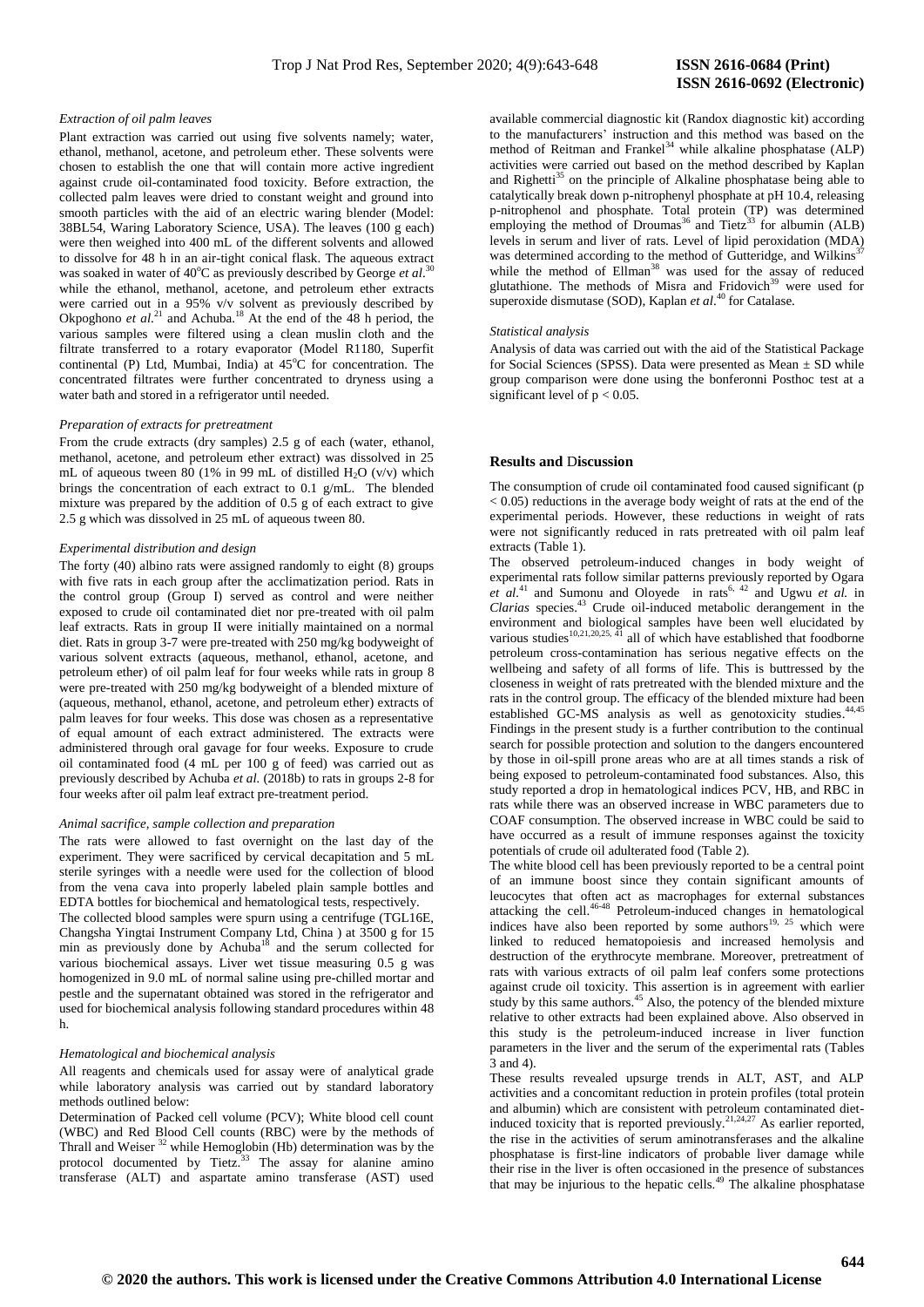*Extraction of oil palm leaves*

Plant extraction was carried out using five solvents namely; water, ethanol, methanol, acetone, and petroleum ether. These solvents were chosen to establish the one that will contain more active ingredient against crude oil-contaminated food toxicity. Before extraction, the collected palm leaves were dried to constant weight and ground into smooth particles with the aid of an electric waring blender (Model: 38BL54, Waring Laboratory Science, USA). The leaves (100 g each) were then weighed into 400 mL of the different solvents and allowed to dissolve for 48 h in an air-tight conical flask. The aqueous extract was soaked in water of 40°C as previously described by George *et al*.[30] while the ethanol, methanol, acetone, and petroleum ether extracts were carried out in a 95% v/v solvent as previously described by Okpoghono *et al*.[21] and Achuba.[18] At the end of the 48 h period, the various samples were filtered using a clean muslin cloth and the filtrate transferred to a rotary evaporator (Model R1180, Superfit continental (P) Ltd, Mumbai, India) at 45°C for concentration. The concentrated filtrates were further concentrated to dryness using a water bath and stored in a refrigerator until needed.

*Preparation of extracts for pretreatment*

From the crude extracts (dry samples) 2.5 g of each (water, ethanol, methanol, acetone, and petroleum ether extract) was dissolved in 25 mL of aqueous tween 80 (1% in 99 mL of distilled $H_2O$ (v/v) which brings the concentration of each extract to 0.1 g/mL. The blended mixture was prepared by the addition of 0.5 g of each extract to give 2.5 g which was dissolved in 25 mL of aqueous tween 80.

*Experimental distribution and design*

The forty (40) albino rats were assigned randomly to eight (8) groups with five rats in each group after the acclimatization period. Rats in the control group (Group I) served as control and were neither exposed to crude oil contaminated diet nor pre-treated with oil palm leaf extracts. Rats in group II were initially maintained on a normal diet. Rats in group 3-7 were pre-treated with 250 mg/kg bodyweight of various solvent extracts (aqueous, methanol, ethanol, acetone, and petroleum ether) of oil palm leaf for four weeks while rats in group 8 were pre-treated with 250 mg/kg bodyweight of a blended mixture of (aqueous, methanol, ethanol, acetone, and petroleum ether) extracts of palm leaves for four weeks. This dose was chosen as a representative of equal amount of each extract administered. The extracts were administered through oral gavage for four weeks. Exposure to crude oil contaminated food (4 mL per 100 g of feed) was carried out as previously described by Achuba *et al.* (2018b) to rats in groups 2-8 for four weeks after oil palm leaf extract pre-treatment period.

*Animal sacrifice, sample collection and preparation*

The rats were allowed to fast overnight on the last day of the experiment. They were sacrificed by cervical decapitation and 5 mL sterile syringes with a needle were used for the collection of blood from the vena cava into properly labeled plain sample bottles and EDTA bottles for biochemical and hematological tests, respectively.

The collected blood samples were spurn using a centrifuge (TGL16E, Changsha Yingtai Instrument Company Ltd, China ) at 3500 g for 15 min as previously done by Achuba[18] and the serum collected for various biochemical assays. Liver wet tissue measuring 0.5 g was homogenized in 9.0 mL of normal saline using pre-chilled mortar and pestle and the supernatant obtained was stored in the refrigerator and used for biochemical analysis following standard procedures within 48 h.

*Hematological and biochemical analysis*

All reagents and chemicals used for assay were of analytical grade while laboratory analysis was carried out by standard laboratory methods outlined below:

Determination of Packed cell volume (PCV); White blood cell count (WBC) and Red Blood Cell counts (RBC) were by the methods of Thrall and Weiser[32] while Hemoglobin (Hb) determination was by the protocol documented by Tietz.[33] The assay for alanine amino transferase (ALT) and aspartate amino transferase (AST) used available commercial diagnostic kit (Randox diagnostic kit) according to the manufacturers' instruction and this method was based on the method of Reitman and Frankel[34] while alkaline phosphatase (ALP) activities were carried out based on the method described by Kaplan and Righetti[35] on the principle of Alkaline phosphatase being able to catalytically break down p-nitrophenyl phosphate at pH 10.4, releasing p-nitrophenol and phosphate. Total protein (TP) was determined employing the method of Droumas[36] and Tietz[33] for albumin (ALB) levels in serum and liver of rats. Level of lipid peroxidation (MDA) was determined according to the method of Gutteridge, and Wilkins[37] while the method of Ellman[38] was used for the assay of reduced glutathione. The methods of Misra and Fridovich[39] were used for superoxide dismutase (SOD), Kaplan *et al*.[40] for Catalase.

*Statistical analysis*

Analysis of data was carried out with the aid of the Statistical Package for Social Sciences (SPSS). Data were presented as Mean ± SD while group comparison were done using the bonferonni Posthoc test at a significant level of $p < 0.05$.

## Results and Discussion

The consumption of crude oil contaminated food caused significant ($p < 0.05$) reductions in the average body weight of rats at the end of the experimental periods. However, these reductions in weight of rats were not significantly reduced in rats pretreated with oil palm leaf extracts (Table 1).

The observed petroleum-induced changes in body weight of experimental rats follow similar patterns previously reported by Ogara *et al*.[41] and Sumonu and Oloyede in rats[6, 42] and Ugwu *et al.* in *Clarias* species.[43] Crude oil-induced metabolic derangement in the environment and biological samples have been well elucidated by various studies[10,21,20,25, 41] all of which have established that foodborne petroleum cross-contamination has serious negative effects on the wellbeing and safety of all forms of life. This is buttressed by the closeness in weight of rats pretreated with the blended mixture and the rats in the control group. The efficacy of the blended mixture had been established GC-MS analysis as well as genotoxicity studies.[44,45] Findings in the present study is a further contribution to the continual search for possible protection and solution to the dangers encountered by those in oil-spill prone areas who are at all times stands a risk of being exposed to petroleum-contaminated food substances. Also, this study reported a drop in hematological indices PCV, HB, and RBC in rats while there was an observed increase in WBC parameters due to COAF consumption. The observed increase in WBC could be said to have occurred as a result of immune responses against the toxicity potentials of crude oil adulterated food (Table 2).

The white blood cell has been previously reported to be a central point of an immune boost since they contain significant amounts of leucocytes that often act as macrophages for external substances attacking the cell.[46-48] Petroleum-induced changes in hematological indices have also been reported by some authors[19, 25] which were linked to reduced hematopoiesis and increased hemolysis and destruction of the erythrocyte membrane. Moreover, pretreatment of rats with various extracts of oil palm leaf confers some protections against crude oil toxicity. This assertion is in agreement with earlier study by this same authors.[45] Also, the potency of the blended mixture relative to other extracts had been explained above. Also observed in this study is the petroleum-induced increase in liver function parameters in the liver and the serum of the experimental rats (Tables 3 and 4).

These results revealed upsurge trends in ALT, AST, and ALP activities and a concomitant reduction in protein profiles (total protein and albumin) which are consistent with petroleum contaminated diet-induced toxicity that is reported previously.[21,24,27] As earlier reported, the rise in the activities of serum aminotransferases and the alkaline phosphatase is first-line indicators of probable liver damage while their rise in the liver is often occasioned in the presence of substances that may be injurious to the hepatic cells.[49] The alkaline phosphatase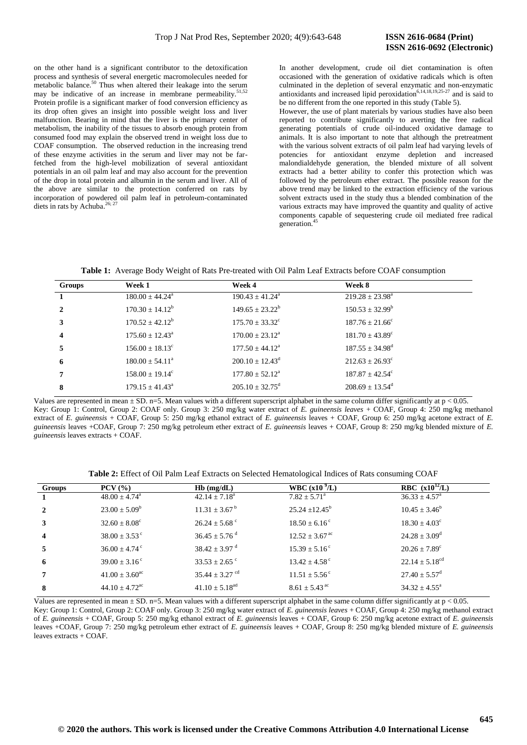on the other hand is a significant contributor to the detoxification process and synthesis of several energetic macromolecules needed for metabolic balance.[50] Thus when altered their leakage into the serum may be indicative of an increase in membrane permeability.[51,52] Protein profile is a significant marker of food conversion efficiency as its drop often gives an insight into possible weight loss and liver malfunction. Bearing in mind that the liver is the primary center of metabolism, the inability of the tissues to absorb enough protein from consumed food may explain the observed trend in weight loss due to COAF consumption. The observed reduction in the increasing trend of these enzyme activities in the serum and liver may not be far-fetched from the high-level mobilization of several antioxidant potentials in an oil palm leaf and may also account for the prevention of the drop in total protein and albumin in the serum and liver. All of the above are similar to the protection conferred on rats by incorporation of powdered oil palm leaf in petroleum-contaminated diets in rats by Achuba.[26; 27]

In another development, crude oil diet contamination is often occasioned with the generation of oxidative radicals which is often culminated in the depletion of several enzymatic and non-enzymatic antioxidants and increased lipid peroxidation[6,14,18,19,25-27] and is said to be no different from the one reported in this study (Table 5).

However, the use of plant materials by various studies have also been reported to contribute significantly to averting the free radical generating potentials of crude oil-induced oxidative damage to animals. It is also important to note that although the pretreatment with the various solvent extracts of oil palm leaf had varying levels of potencies for antioxidant enzyme depletion and increased malondialdehyde generation, the blended mixture of all solvent extracts had a better ability to confer this protection which was followed by the petroleum ether extract. The possible reason for the above trend may be linked to the extraction efficiency of the various solvent extracts used in the study thus a blended combination of the various extracts may have improved the quantity and quality of active components capable of sequestering crude oil mediated free radical generation.[45]

**Table 1:** Average Body Weight of Rats Pre-treated with Oil Palm Leaf Extracts before COAF consumption

| Groups | Week 1 | Week 4 | Week 8 |
|---|---|---|---|
| 1 | $180.00 \pm 44.24^{a}$ | $190.43 \pm 41.24^{a}$ | $219.28 \pm 23.98^{a}$ |
| 2 | $170.30 \pm 14.12^{b}$ | $149.65 \pm 23.22^{b}$ | $150.53 \pm 32.99^{b}$ |
| 3 | $170.52 \pm 42.12^{b}$ | $175.70 \pm 33.32^{c}$ | $187.76 \pm 21.66^{c}$ |
| 4 | $175.60 \pm 12.43^{a}$ | $170.00 \pm 23.12^{a}$ | $181.70 \pm 43.89^{c}$ |
| 5 | $156.00 \pm 18.13^{c}$ | $177.50 \pm 44.12^{a}$ | $187.55 \pm 34.98^{d}$ |
| 6 | $180.00 \pm 54.11^{a}$ | $200.10 \pm 12.43^{d}$ | $212.63 \pm 26.93^{c}$ |
| 7 | $158.00 \pm 19.14^{c}$ | $177.80 \pm 52.12^{a}$ | $187.87 \pm 42.54^{c}$ |
| 8 | $179.15 \pm 41.43^{a}$ | $205.10 \pm 32.75^{d}$ | $208.69 \pm 13.54^{d}$ |

Values are represented in mean ± SD. n=5. Mean values with a different superscript alphabet in the same column differ significantly at $p < 0.05$.
Key: Group 1: Control, Group 2: COAF only. Group 3: 250 mg/kg water extract of *E. guineensis leaves* + COAF, Group 4: 250 mg/kg methanol extract of *E. guineensis* + COAF, Group 5: 250 mg/kg ethanol extract of *E. guineensis* leaves + COAF, Group 6: 250 mg/kg acetone extract of *E. guineensis* leaves +COAF, Group 7: 250 mg/kg petroleum ether extract of *E. guineensis* leaves + COAF, Group 8: 250 mg/kg blended mixture of *E. guineensis* leaves extracts + COAF.

**Table 2:** Effect of Oil Palm Leaf Extracts on Selected Hematological Indices of Rats consuming COAF

| Groups | PCV (%) | Hb (mg/dL) | WBC ($x10^{9}$/L) | RBC ($x10^{12}$/L) |
|---|---|---|---|---|
| 1 | $48.00 \pm 4.74^{a}$ | $42.14 \pm 7.18^{a}$ | $7.82 \pm 5.71^{a}$ | $36.33 \pm 4.57^{a}$ |
| 2 | $23.00 \pm 5.09^{b}$ | $11.31 \pm 3.67^{b}$ | $25.24 \pm 12.45^{b}$ | $10.45 \pm 3.46^{b}$ |
| 3 | $32.60 \pm 8.08^{c}$ | $26.24 \pm 5.68^{c}$ | $18.50 \pm 6.16^{c}$ | $18.30 \pm 4.03^{c}$ |
| 4 | $38.00 \pm 3.53^{c}$ | $36.45 \pm 5.76^{d}$ | $12.52 \pm 3.67^{ac}$ | $24.28 \pm 3.09^{d}$ |
| 5 | $36.00 \pm 4.74^{c}$ | $38.42 \pm 3.97^{d}$ | $15.39 \pm 5.16^{c}$ | $20.26 \pm 7.89^{c}$ |
| 6 | $39.00 \pm 3.16^{c}$ | $33.53 \pm 2.65^{c}$ | $13.42 \pm 4.58^{c}$ | $22.14 \pm 5.18^{cd}$ |
| 7 | $41.00 \pm 3.60^{ac}$ | $35.44 \pm 3.27^{cd}$ | $11.51 \pm 5.56^{c}$ | $27.40 \pm 5.57^{d}$ |
| 8 | $44.10 \pm 4.72^{ac}$ | $41.10 \pm 5.18^{ad}$ | $8.61 \pm 5.43^{ac}$ | $34.32 \pm 4.55^{a}$ |

Values are represented in mean ± SD. n=5. Mean values with a different superscript alphabet in the same column differ significantly at $p < 0.05$.
Key: Group 1: Control, Group 2: COAF only. Group 3: 250 mg/kg water extract of *E. guineensis leaves* + COAF, Group 4: 250 mg/kg methanol extract of *E. guineensis* + COAF, Group 5: 250 mg/kg ethanol extract of *E. guineensis* leaves + COAF, Group 6: 250 mg/kg acetone extract of *E. guineensis* leaves +COAF, Group 7: 250 mg/kg petroleum ether extract of *E. guineensis* leaves + COAF, Group 8: 250 mg/kg blended mixture of *E. guineensis* leaves extracts + COAF.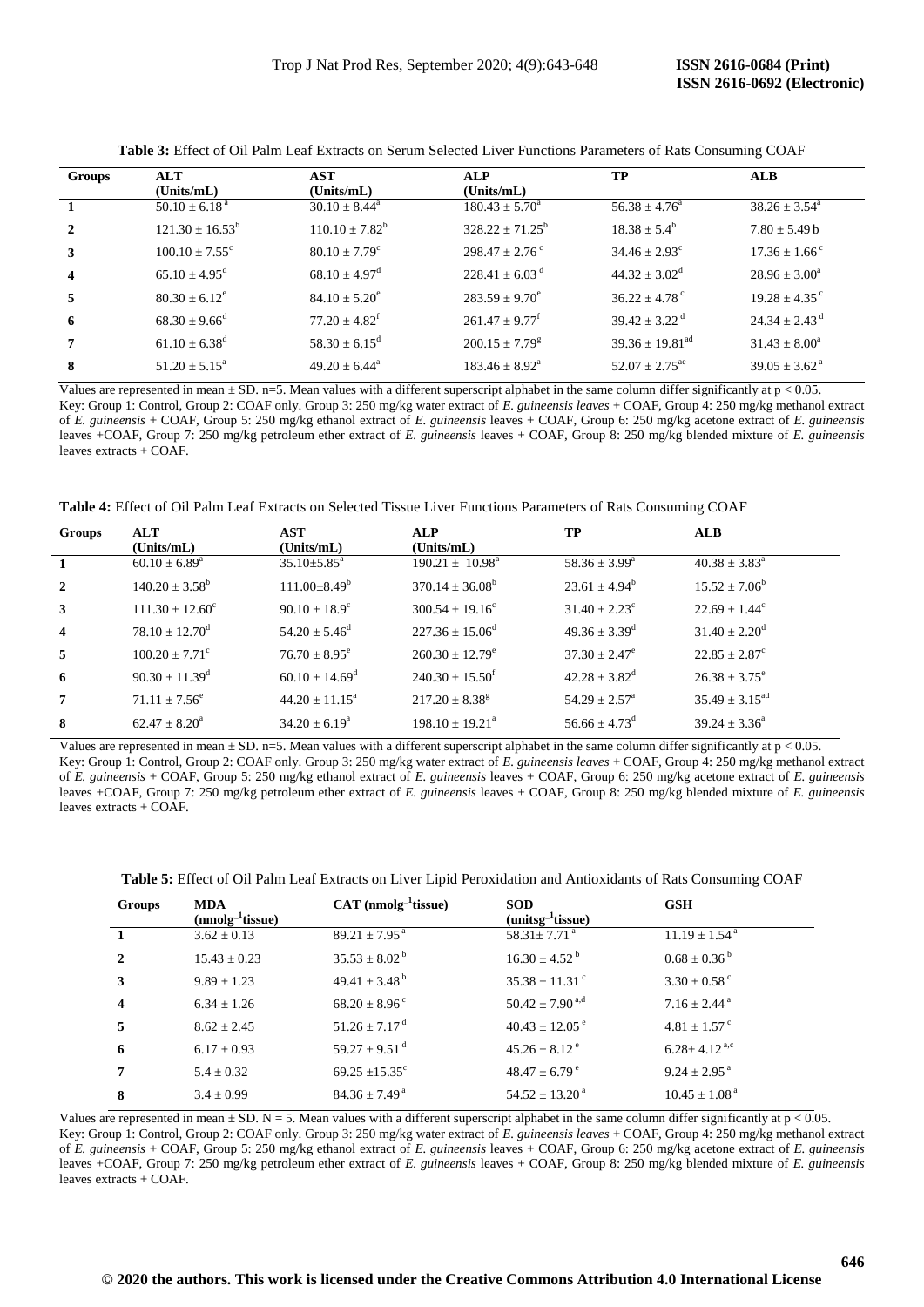**Table 3:** Effect of Oil Palm Leaf Extracts on Serum Selected Liver Functions Parameters of Rats Consuming COAF

| Groups | ALT (Units/mL) | AST (Units/mL) | ALP (Units/mL) | TP | ALB |
|---|---|---|---|---|---|
| 1 | $50.10 \pm 6.18^{a}$ | $30.10 \pm 8.44^{a}$ | $180.43 \pm 5.70^{a}$ | $56.38 \pm 4.76^{a}$ | $38.26 \pm 3.54^{a}$ |
| 2 | $121.30 \pm 16.53^{b}$ | $110.10 \pm 7.82^{b}$ | $328.22 \pm 71.25^{b}$ | $18.38 \pm 5.4^{b}$ | $7.80 \pm 5.49$ b |
| 3 | $100.10 \pm 7.55^{c}$ | $80.10 \pm 7.79^{c}$ | $298.47 \pm 2.76^{c}$ | $34.46 \pm 2.93^{c}$ | $17.36 \pm 1.66^{c}$ |
| 4 | $65.10 \pm 4.95^{d}$ | $68.10 \pm 4.97^{d}$ | $228.41 \pm 6.03^{d}$ | $44.32 \pm 3.02^{d}$ | $28.96 \pm 3.00^{a}$ |
| 5 | $80.30 \pm 6.12^{e}$ | $84.10 \pm 5.20^{e}$ | $283.59 \pm 9.70^{e}$ | $36.22 \pm 4.78^{c}$ | $19.28 \pm 4.35^{c}$ |
| 6 | $68.30 \pm 9.66^{d}$ | $77.20 \pm 4.82^{f}$ | $261.47 \pm 9.77^{f}$ | $39.42 \pm 3.22^{d}$ | $24.34 \pm 2.43^{d}$ |
| 7 | $61.10 \pm 6.38^{d}$ | $58.30 \pm 6.15^{d}$ | $200.15 \pm 7.79^{g}$ | $39.36 \pm 19.81^{ad}$ | $31.43 \pm 8.00^{a}$ |
| 8 | $51.20 \pm 5.15^{a}$ | $49.20 \pm 6.44^{a}$ | $183.46 \pm 8.92^{a}$ | $52.07 \pm 2.75^{ae}$ | $39.05 \pm 3.62^{a}$ |

Values are represented in mean ± SD. n=5. Mean values with a different superscript alphabet in the same column differ significantly at $p < 0.05$.
Key: Group 1: Control, Group 2: COAF only. Group 3: 250 mg/kg water extract of *E. guineensis leaves* + COAF, Group 4: 250 mg/kg methanol extract of *E. guineensis* + COAF, Group 5: 250 mg/kg ethanol extract of *E. guineensis* leaves + COAF, Group 6: 250 mg/kg acetone extract of *E. guineensis* leaves +COAF, Group 7: 250 mg/kg petroleum ether extract of *E. guineensis* leaves + COAF, Group 8: 250 mg/kg blended mixture of *E. guineensis* leaves extracts + COAF.

**Table 4:** Effect of Oil Palm Leaf Extracts on Selected Tissue Liver Functions Parameters of Rats Consuming COAF

| Groups | ALT (Units/mL) | AST (Units/mL) | ALP (Units/mL) | TP | ALB |
|---|---|---|---|---|---|
| 1 | $60.10 \pm 6.89^{a}$ | $35.10 \pm 5.85^{a}$ | $190.21 \pm 10.98^{a}$ | $58.36 \pm 3.99^{a}$ | $40.38 \pm 3.83^{a}$ |
| 2 | $140.20 \pm 3.58^{b}$ | $111.00 \pm 8.49^{b}$ | $370.14 \pm 36.08^{b}$ | $23.61 \pm 4.94^{b}$ | $15.52 \pm 7.06^{b}$ |
| 3 | $111.30 \pm 12.60^{c}$ | $90.10 \pm 18.9^{c}$ | $300.54 \pm 19.16^{c}$ | $31.40 \pm 2.23^{c}$ | $22.69 \pm 1.44^{c}$ |
| 4 | $78.10 \pm 12.70^{d}$ | $54.20 \pm 5.46^{d}$ | $227.36 \pm 15.06^{d}$ | $49.36 \pm 3.39^{d}$ | $31.40 \pm 2.20^{d}$ |
| 5 | $100.20 \pm 7.71^{c}$ | $76.70 \pm 8.95^{e}$ | $260.30 \pm 12.79^{e}$ | $37.30 \pm 2.47^{e}$ | $22.85 \pm 2.87^{c}$ |
| 6 | $90.30 \pm 11.39^{d}$ | $60.10 \pm 14.69^{d}$ | $240.30 \pm 15.50^{f}$ | $42.28 \pm 3.82^{d}$ | $26.38 \pm 3.75^{e}$ |
| 7 | $71.11 \pm 7.56^{e}$ | $44.20 \pm 11.15^{a}$ | $217.20 \pm 8.38^{g}$ | $54.29 \pm 2.57^{a}$ | $35.49 \pm 3.15^{ad}$ |
| 8 | $62.47 \pm 8.20^{a}$ | $34.20 \pm 6.19^{a}$ | $198.10 \pm 19.21^{a}$ | $56.66 \pm 4.73^{d}$ | $39.24 \pm 3.36^{a}$ |

Values are represented in mean ± SD. n=5. Mean values with a different superscript alphabet in the same column differ significantly at $p < 0.05$.
Key: Group 1: Control, Group 2: COAF only. Group 3: 250 mg/kg water extract of *E. guineensis leaves* + COAF, Group 4: 250 mg/kg methanol extract of *E. guineensis* + COAF, Group 5: 250 mg/kg ethanol extract of *E. guineensis* leaves + COAF, Group 6: 250 mg/kg acetone extract of *E. guineensis* leaves +COAF, Group 7: 250 mg/kg petroleum ether extract of *E. guineensis* leaves + COAF, Group 8: 250 mg/kg blended mixture of *E. guineensis* leaves extracts + COAF.

**Table 5:** Effect of Oil Palm Leaf Extracts on Liver Lipid Peroxidation and Antioxidants of Rats Consuming COAF

| Groups | MDA ($nmolg^{-1}$tissue) | CAT ($nmolg^{-1}$tissue) | SOD ($unitsg^{-1}$tissue) | GSH |
|---|---|---|---|---|
| 1 | $3.62 \pm 0.13$ | $89.21 \pm 7.95^{a}$ | $58.31 \pm 7.71^{a}$ | $11.19 \pm 1.54^{a}$ |
| 2 | $15.43 \pm 0.23$ | $35.53 \pm 8.02^{b}$ | $16.30 \pm 4.52^{b}$ | $0.68 \pm 0.36^{b}$ |
| 3 | $9.89 \pm 1.23$ | $49.41 \pm 3.48^{b}$ | $35.38 \pm 11.31^{c}$ | $3.30 \pm 0.58^{c}$ |
| 4 | $6.34 \pm 1.26$ | $68.20 \pm 8.96^{c}$ | $50.42 \pm 7.90^{a,d}$ | $7.16 \pm 2.44^{a}$ |
| 5 | $8.62 \pm 2.45$ | $51.26 \pm 7.17^{d}$ | $40.43 \pm 12.05^{e}$ | $4.81 \pm 1.57^{c}$ |
| 6 | $6.17 \pm 0.93$ | $59.27 \pm 9.51^{d}$ | $45.26 \pm 8.12^{e}$ | $6.28 \pm 4.12^{a,c}$ |
| 7 | $5.4 \pm 0.32$ | $69.25 \pm 15.35^{c}$ | $48.47 \pm 6.79^{e}$ | $9.24 \pm 2.95^{a}$ |
| 8 | $3.4 \pm 0.99$ | $84.36 \pm 7.49^{a}$ | $54.52 \pm 13.20^{a}$ | $10.45 \pm 1.08^{a}$ |

Values are represented in mean ± SD. N = 5. Mean values with a different superscript alphabet in the same column differ significantly at $p < 0.05$.
Key: Group 1: Control, Group 2: COAF only. Group 3: 250 mg/kg water extract of *E. guineensis leaves* + COAF, Group 4: 250 mg/kg methanol extract of *E. guineensis* + COAF, Group 5: 250 mg/kg ethanol extract of *E. guineensis* leaves + COAF, Group 6: 250 mg/kg acetone extract of *E. guineensis* leaves +COAF, Group 7: 250 mg/kg petroleum ether extract of *E. guineensis* leaves + COAF, Group 8: 250 mg/kg blended mixture of *E. guineensis* leaves extracts + COAF.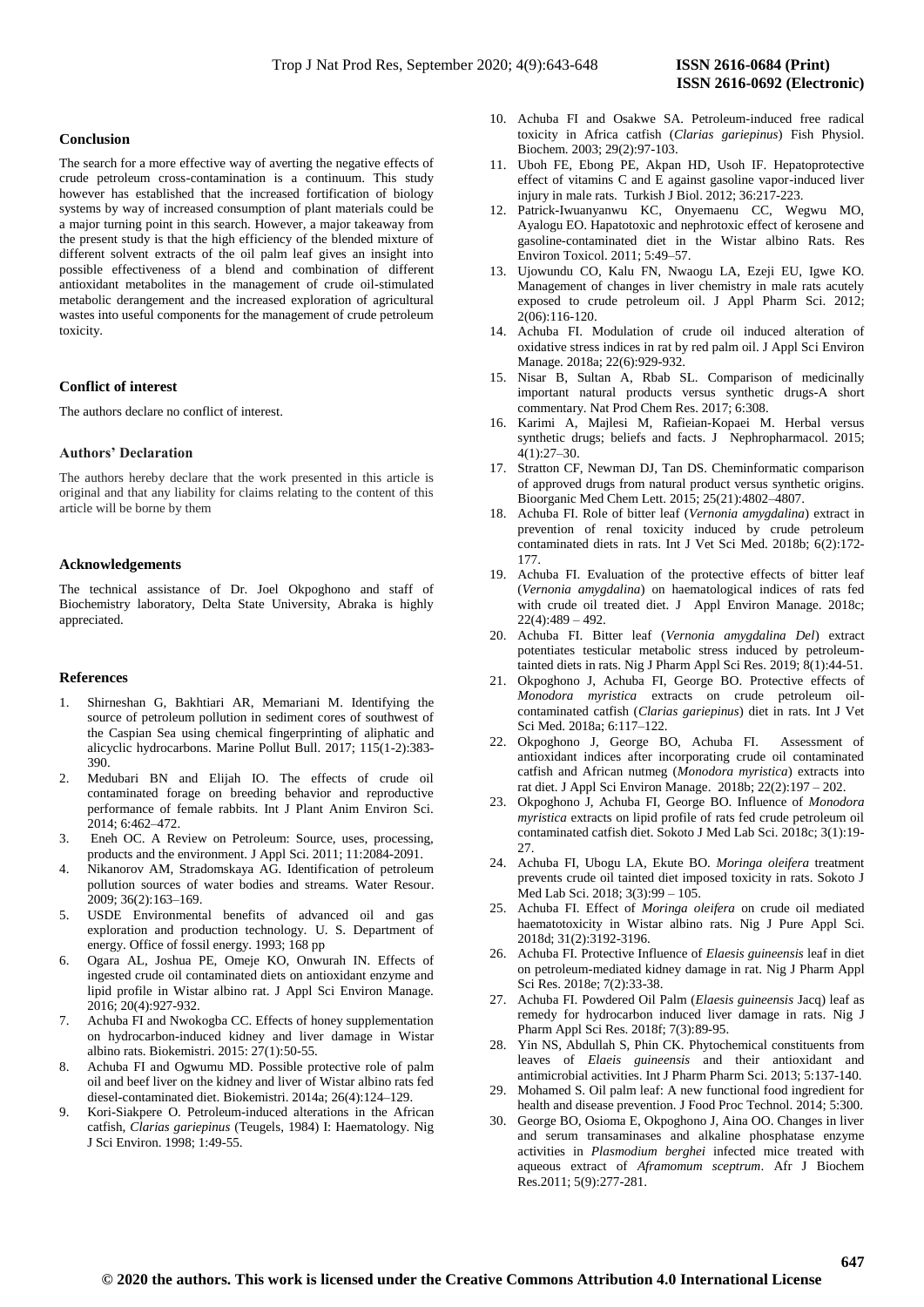## Conclusion

The search for a more effective way of averting the negative effects of crude petroleum cross-contamination is a continuum. This study however has established that the increased fortification of biology systems by way of increased consumption of plant materials could be a major turning point in this search. However, a major takeaway from the present study is that the high efficiency of the blended mixture of different solvent extracts of the oil palm leaf gives an insight into possible effectiveness of a blend and combination of different antioxidant metabolites in the management of crude oil-stimulated metabolic derangement and the increased exploration of agricultural wastes into useful components for the management of crude petroleum toxicity.

## Conflict of interest

The authors declare no conflict of interest.

## Authors' Declaration

The authors hereby declare that the work presented in this article is original and that any liability for claims relating to the content of this article will be borne by them

## Acknowledgements

The technical assistance of Dr. Joel Okpoghono and staff of Biochemistry laboratory, Delta State University, Abraka is highly appreciated.

## References

1. Shirneshan G, Bakhtiari AR, Memariani M. Identifying the source of petroleum pollution in sediment cores of southwest of the Caspian Sea using chemical fingerprinting of aliphatic and alicyclic hydrocarbons. Marine Pollut Bull. 2017; 115(1-2):383-390.
2. Medubari BN and Elijah IO. The effects of crude oil contaminated forage on breeding behavior and reproductive performance of female rabbits. Int J Plant Anim Environ Sci. 2014; 6:462–472.
3. Eneh OC. A Review on Petroleum: Source, uses, processing, products and the environment. J Appl Sci. 2011; 11:2084-2091.
4. Nikanorov AM, Stradomskaya AG. Identification of petroleum pollution sources of water bodies and streams. Water Resour. 2009; 36(2):163–169.
5. USDE Environmental benefits of advanced oil and gas exploration and production technology. U. S. Department of energy. Office of fossil energy. 1993; 168 pp
6. Ogara AL, Joshua PE, Omeje KO, Onwurah IN. Effects of ingested crude oil contaminated diets on antioxidant enzyme and lipid profile in Wistar albino rat. J Appl Sci Environ Manage. 2016; 20(4):927-932.
7. Achuba FI and Nwokogba CC. Effects of honey supplementation on hydrocarbon-induced kidney and liver damage in Wistar albino rats. Biokemistri. 2015: 27(1):50-55.
8. Achuba FI and Ogwumu MD. Possible protective role of palm oil and beef liver on the kidney and liver of Wistar albino rats fed diesel-contaminated diet. Biokemistri. 2014a; 26(4):124–129.
9. Kori-Siakpere O. Petroleum-induced alterations in the African catfish, *Clarias gariepinus* (Teugels, 1984) I: Haematology. Nig J Sci Environ. 1998; 1:49-55.
10. Achuba FI and Osakwe SA. Petroleum-induced free radical toxicity in Africa catfish (*Clarias gariepinus*) Fish Physiol. Biochem. 2003; 29(2):97-103.
11. Uboh FE, Ebong PE, Akpan HD, Usoh IF. Hepatoprotective effect of vitamins C and E against gasoline vapor-induced liver injury in male rats. Turkish J Biol. 2012; 36:217-223.
12. Patrick-Iwuanyanwu KC, Onyemaenu CC, Wegwu MO, Ayalogu EO. Hapatotoxic and nephrotoxic effect of kerosene and gasoline-contaminated diet in the Wistar albino Rats. Res Environ Toxicol. 2011; 5:49–57.
13. Ujowundu CO, Kalu FN, Nwaogu LA, Ezeji EU, Igwe KO. Management of changes in liver chemistry in male rats acutely exposed to crude petroleum oil. J Appl Pharm Sci. 2012; 2(06):116-120.
14. Achuba FI. Modulation of crude oil induced alteration of oxidative stress indices in rat by red palm oil. J Appl Sci Environ Manage. 2018a; 22(6):929-932.
15. Nisar B, Sultan A, Rbab SL. Comparison of medicinally important natural products versus synthetic drugs-A short commentary. Nat Prod Chem Res. 2017; 6:308.
16. Karimi A, Majlesi M, Rafieian-Kopaei M. Herbal versus synthetic drugs; beliefs and facts. J Nephropharmacol. 2015; 4(1):27–30.
17. Stratton CF, Newman DJ, Tan DS. Cheminformatic comparison of approved drugs from natural product versus synthetic origins. Bioorganic Med Chem Lett. 2015; 25(21):4802–4807.
18. Achuba FI. Role of bitter leaf (*Vernonia amygdalina*) extract in prevention of renal toxicity induced by crude petroleum contaminated diets in rats. Int J Vet Sci Med. 2018b; 6(2):172-177.
19. Achuba FI. Evaluation of the protective effects of bitter leaf (*Vernonia amygdalina*) on haematological indices of rats fed with crude oil treated diet. J Appl Environ Manage. 2018c; 22(4):489 – 492.
20. Achuba FI. Bitter leaf (*Vernonia amygdalina Del*) extract potentiates testicular metabolic stress induced by petroleum-tainted diets in rats. Nig J Pharm Appl Sci Res. 2019; 8(1):44-51.
21. Okpoghono J, Achuba FI, George BO. Protective effects of *Monodora myristica* extracts on crude petroleum oil-contaminated catfish (*Clarias gariepinus*) diet in rats. Int J Vet Sci Med. 2018a; 6:117–122.
22. Okpoghono J, George BO, Achuba FI. Assessment of antioxidant indices after incorporating crude oil contaminated catfish and African nutmeg (*Monodora myristica*) extracts into rat diet. J Appl Sci Environ Manage. 2018b; 22(2):197 – 202.
23. Okpoghono J, Achuba FI, George BO. Influence of *Monodora myristica* extracts on lipid profile of rats fed crude petroleum oil contaminated catfish diet. Sokoto J Med Lab Sci. 2018c; 3(1):19-27.
24. Achuba FI, Ubogu LA, Ekute BO. *Moringa oleifera* treatment prevents crude oil tainted diet imposed toxicity in rats. Sokoto J Med Lab Sci. 2018; 3(3):99 – 105.
25. Achuba FI. Effect of *Moringa oleifera* on crude oil mediated haematotoxicity in Wistar albino rats. Nig J Pure Appl Sci. 2018d; 31(2):3192-3196.
26. Achuba FI. Protective Influence of *Elaesis guineensis* leaf in diet on petroleum-mediated kidney damage in rat. Nig J Pharm Appl Sci Res. 2018e; 7(2):33-38.
27. Achuba FI. Powdered Oil Palm (*Elaesis guineensis* Jacq) leaf as remedy for hydrocarbon induced liver damage in rats. Nig J Pharm Appl Sci Res. 2018f; 7(3):89-95.
28. Yin NS, Abdullah S, Phin CK. Phytochemical constituents from leaves of *Elaeis guineensis* and their antioxidant and antimicrobial activities. Int J Pharm Pharm Sci. 2013; 5:137-140.
29. Mohamed S. Oil palm leaf: A new functional food ingredient for health and disease prevention. J Food Proc Technol. 2014; 5:300.
30. George BO, Osioma E, Okpoghono J, Aina OO. Changes in liver and serum transaminases and alkaline phosphatase enzyme activities in *Plasmodium berghei* infected mice treated with aqueous extract of *Aframomum sceptrum*. Afr J Biochem Res.2011; 5(9):277-281.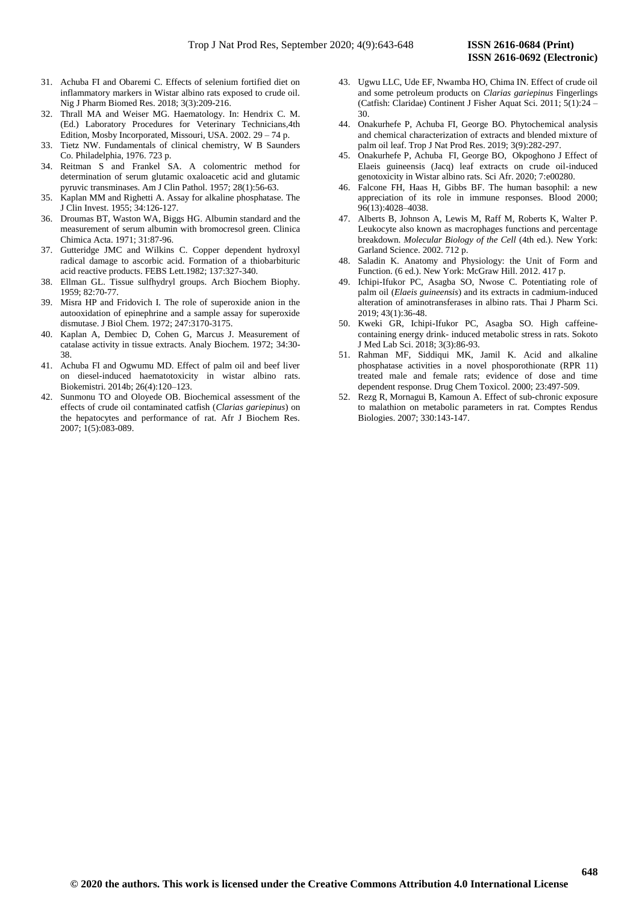31. Achuba FI and Obaremi C. Effects of selenium fortified diet on inflammatory markers in Wistar albino rats exposed to crude oil. Nig J Pharm Biomed Res. 2018; 3(3):209-216.
32. Thrall MA and Weiser MG. Haematology. In: Hendrix C. M. (Ed.) Laboratory Procedures for Veterinary Technicians,4th Edition, Mosby Incorporated, Missouri, USA. 2002. 29 – 74 p.
33. Tietz NW. Fundamentals of clinical chemistry, W B Saunders Co. Philadelphia, 1976. 723 p.
34. Reitman S and Frankel SA. A colomentric method for determination of serum glutamic oxaloacetic acid and glutamic pyruvic transminases. Am J Clin Pathol. 1957; 28(1):56-63.
35. Kaplan MM and Righetti A. Assay for alkaline phosphatase. The J Clin Invest. 1955; 34:126-127.
36. Droumas BT, Waston WA, Biggs HG. Albumin standard and the measurement of serum albumin with bromocresol green. Clinica Chimica Acta. 1971; 31:87-96.
37. Gutteridge JMC and Wilkins C. Copper dependent hydroxyl radical damage to ascorbic acid. Formation of a thiobarbituric acid reactive products. FEBS Lett.1982; 137:327-340.
38. Ellman GL. Tissue sulfhydryl groups. Arch Biochem Biophy. 1959; 82:70-77.
39. Misra HP and Fridovich I. The role of superoxide anion in the autooxidation of epinephrine and a sample assay for superoxide dismutase. J Biol Chem. 1972; 247:3170-3175.
40. Kaplan A, Dembiec D, Cohen G, Marcus J. Measurement of catalase activity in tissue extracts. Analy Biochem. 1972; 34:30-38.
41. Achuba FI and Ogwumu MD. Effect of palm oil and beef liver on diesel-induced haematotoxicity in wistar albino rats. Biokemistri. 2014b; 26(4):120–123.
42. Sunmonu TO and Oloyede OB. Biochemical assessment of the effects of crude oil contaminated catfish (*Clarias gariepinus*) on the hepatocytes and performance of rat. Afr J Biochem Res. 2007; 1(5):083-089.
43. Ugwu LLC, Ude EF, Nwamba HO, Chima IN. Effect of crude oil and some petroleum products on *Clarias gariepinus* Fingerlings (Catfish: Claridae) Continent J Fisher Aquat Sci. 2011; 5(1):24 – 30.
44. Onakurhefe P, Achuba FI, George BO. Phytochemical analysis and chemical characterization of extracts and blended mixture of palm oil leaf. Trop J Nat Prod Res. 2019; 3(9):282-297.
45. Onakurhefe P, Achuba FI, George BO, Okpoghono J Effect of Elaeis guineensis (Jacq) leaf extracts on crude oil-induced genotoxicity in Wistar albino rats. Sci Afr. 2020; 7:e00280.
46. Falcone FH, Haas H, Gibbs BF. The human basophil: a new appreciation of its role in immune responses. Blood 2000; 96(13):4028–4038.
47. Alberts B, Johnson A, Lewis M, Raff M, Roberts K, Walter P. Leukocyte also known as macrophages functions and percentage breakdown. *Molecular Biology of the Cell* (4th ed.). New York: Garland Science. 2002. 712 p.
48. Saladin K. Anatomy and Physiology: the Unit of Form and Function. (6 ed.). New York: McGraw Hill. 2012. 417 p.
49. Ichipi-Ifukor PC, Asagba SO, Nwose C. Potentiating role of palm oil (*Elaeis guineensis*) and its extracts in cadmium-induced alteration of aminotransferases in albino rats. Thai J Pharm Sci. 2019; 43(1):36-48.
50. Kweki GR, Ichipi-Ifukor PC, Asagba SO. High caffeine-containing energy drink- induced metabolic stress in rats. Sokoto J Med Lab Sci. 2018; 3(3):86-93.
51. Rahman MF, Siddiqui MK, Jamil K. Acid and alkaline phosphatase activities in a novel phosporothionate (RPR 11) treated male and female rats; evidence of dose and time dependent response. Drug Chem Toxicol. 2000; 23:497-509.
52. Rezg R, Mornagui B, Kamoun A. Effect of sub-chronic exposure to malathion on metabolic parameters in rat. Comptes Rendus Biologies. 2007; 330:143-147.